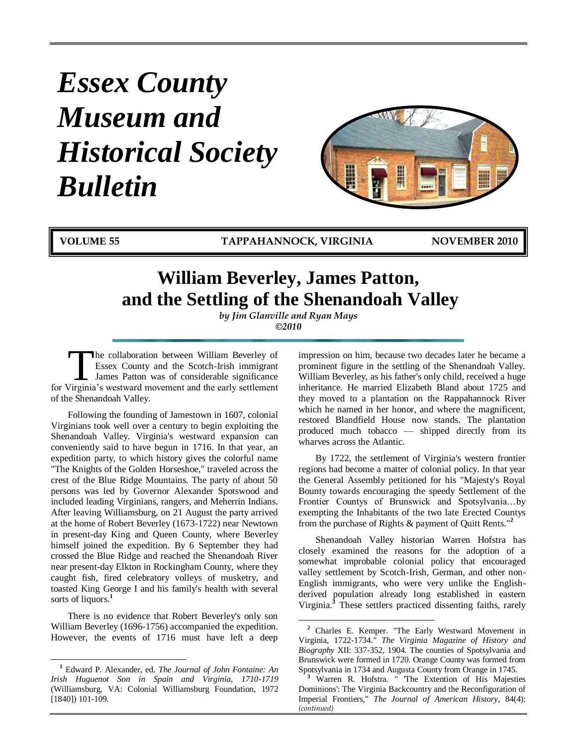# *Essex County Museum and Historical Society Bulletin*

**VOLUME 55 — TAPPAHANNOCK, VIRGINIA — NOVEMBER 2010**

# William Beverley, James Patton, and the Settling of the Shenandoah Valley

*by Jim Glanville and Ryan Mays*
*©2010*

The collaboration between William Beverley of Essex County and the Scotch-Irish immigrant James Patton was of considerable significance for Virginia's westward movement and the early settlement of the Shenandoah Valley.

Following the founding of Jamestown in 1607, colonial Virginians took well over a century to begin exploiting the Shenandoah Valley. Virginia's westward expansion can conveniently said to have begun in 1716. In that year, an expedition party, to which history gives the colorful name "The Knights of the Golden Horseshoe," traveled across the crest of the Blue Ridge Mountains. The party of about 50 persons was led by Governor Alexander Spotswood and included leading Virginians, rangers, and Meherrin Indians. After leaving Williamsburg, on 21 August the party arrived at the home of Robert Beverley (1673-1722) near Newtown in present-day King and Queen County, where Beverley himself joined the expedition. By 6 September they had crossed the Blue Ridge and reached the Shenandoah River near present-day Elkton in Rockingham County, where they caught fish, fired celebratory volleys of musketry, and toasted King George I and his family's health with several sorts of liquors.[1]

There is no evidence that Robert Beverley's only son William Beverley (1696-1756) accompanied the expedition. However, the events of 1716 must have left a deep impression on him, because two decades later he became a prominent figure in the settling of the Shenandoah Valley. William Beverley, as his father's only child, received a huge inheritance. He married Elizabeth Bland about 1725 and they moved to a plantation on the Rappahannock River which he named in her honor, and where the magnificent, restored Blandfield House now stands. The plantation produced much tobacco — shipped directly from its wharves across the Atlantic.

By 1722, the settlement of Virginia's western frontier regions had become a matter of colonial policy. In that year the General Assembly petitioned for his "Majesty's Royal Bounty towards encouraging the speedy Settlement of the Frontier Countys of Brunswick and Spotsylvania…by exempting the Inhabitants of the two late Erected Countys from the purchase of Rights & payment of Quitt Rents."[2]

Shenandoah Valley historian Warren Hofstra has closely examined the reasons for the adoption of a somewhat improbable colonial policy that encouraged valley settlement by Scotch-Irish, German, and other non-English immigrants, who were very unlike the English-derived population already long established in eastern Virginia.[3] These settlers practiced dissenting faiths, rarely

---

[1] Edward P. Alexander, ed. *The Journal of John Fontaine: An Irish Huguenot Son in Spain and Virginia, 1710-1719* (Williamsburg, VA: Colonial Williamsburg Foundation, 1972 [1840]) 101-109.

[2] Charles E. Kemper. "The Early Westward Movement in Virginia, 1722-1734." *The Virginia Magazine of History and Biography* XII: 337-352, 1904. The counties of Spotsylvania and Brunswick were formed in 1720. Orange County was formed from Spotsylvania in 1734 and Augusta County from Orange in 1745.

[3] Warren R. Hofstra. " 'The Extention of His Majesties Dominions': The Virginia Backcountry and the Reconfiguration of Imperial Frontiers," *The Journal of American History*, 84(4): *(continued)*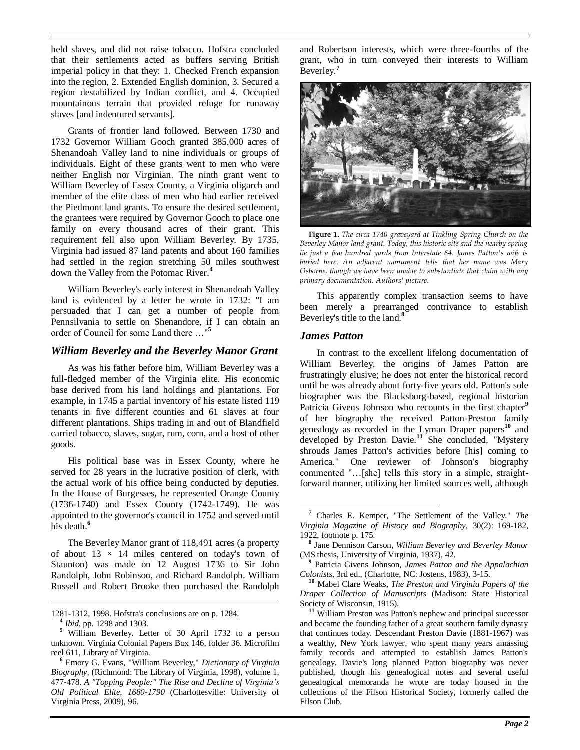held slaves, and did not raise tobacco. Hofstra concluded that their settlements acted as buffers serving British imperial policy in that they: 1. Checked French expansion into the region, 2. Extended English dominion, 3. Secured a region destabilized by Indian conflict, and 4. Occupied mountainous terrain that provided refuge for runaway slaves [and indentured servants].

Grants of frontier land followed. Between 1730 and 1732 Governor William Gooch granted 385,000 acres of Shenandoah Valley land to nine individuals or groups of individuals. Eight of these grants went to men who were neither English nor Virginian. The ninth grant went to William Beverley of Essex County, a Virginia oligarch and member of the elite class of men who had earlier received the Piedmont land grants. To ensure the desired settlement, the grantees were required by Governor Gooch to place one family on every thousand acres of their grant. This requirement fell also upon William Beverley. By 1735, Virginia had issued 87 land patents and about 160 families had settled in the region stretching 50 miles southwest down the Valley from the Potomac River.[4]

William Beverley's early interest in Shenandoah Valley land is evidenced by a letter he wrote in 1732: "I am persuaded that I can get a number of people from Pennsilvania to settle on Shenandore, if I can obtain an order of Council for some Land there …"[5]

## *William Beverley and the Beverley Manor Grant*

As was his father before him, William Beverley was a full-fledged member of the Virginia elite. His economic base derived from his land holdings and plantations. For example, in 1745 a partial inventory of his estate listed 119 tenants in five different counties and 61 slaves at four different plantations. Ships trading in and out of Blandfield carried tobacco, slaves, sugar, rum, corn, and a host of other goods.

His political base was in Essex County, where he served for 28 years in the lucrative position of clerk, with the actual work of his office being conducted by deputies. In the House of Burgesses, he represented Orange County (1736-1740) and Essex County (1742-1749). He was appointed to the governor's council in 1752 and served until his death.[6]

The Beverley Manor grant of 118,491 acres (a property of about $13 \times 14$ miles centered on today's town of Staunton) was made on 12 August 1736 to Sir John Randolph, John Robinson, and Richard Randolph. William Russell and Robert Brooke then purchased the Randolph and Robertson interests, which were three-fourths of the grant, who in turn conveyed their interests to William Beverley.[7]

**Figure 1.** *The circa 1740 graveyard at Tinkling Spring Church on the Beverley Manor land grant. Today, this historic site and the nearby spring lie just a few hundred yards from Interstate 64. James Patton's wife is buried here. An adjacent monument tells that her name was Mary Osborne, though we have been unable to substantiate that claim with any primary documentation. Authors' picture.*

This apparently complex transaction seems to have been merely a prearranged contrivance to establish Beverley's title to the land.[8]

## *James Patton*

In contrast to the excellent lifelong documentation of William Beverley, the origins of James Patton are frustratingly elusive; he does not enter the historical record until he was already about forty-five years old. Patton's sole biographer was the Blacksburg-based, regional historian Patricia Givens Johnson who recounts in the first chapter[9] of her biography the received Patton-Preston family genealogy as recorded in the Lyman Draper papers[10] and developed by Preston Davie.[11] She concluded, "Mystery shrouds James Patton's activities before [his] coming to America." One reviewer of Johnson's biography commented "…[she] tells this story in a simple, straight-forward manner, utilizing her limited sources well, although

---

1281-1312, 1998. Hofstra's conclusions are on p. 1284.

[4] *Ibid*, pp. 1298 and 1303.

[5] William Beverley. Letter of 30 April 1732 to a person unknown. Virginia Colonial Papers Box 146, folder 36. Microfilm reel 611, Library of Virginia.

[6] Emory G. Evans, "William Beverley," *Dictionary of Virginia Biography*, (Richmond: The Library of Virginia, 1998), volume 1, 477-478. *A "Topping People:" The Rise and Decline of Virginia's Old Political Elite, 1680-1790* (Charlottesville: University of Virginia Press, 2009), 96.

[7] Charles E. Kemper, "The Settlement of the Valley." *The Virginia Magazine of History and Biography*, 30(2): 169-182, 1922, footnote p. 175.

[8] Jane Dennison Carson, *William Beverley and Beverley Manor* (MS thesis, University of Virginia, 1937), 42.

[9] Patricia Givens Johnson, *James Patton and the Appalachian Colonists,* 3rd ed., (Charlotte, NC: Jostens, 1983), 3-15.

[10] Mabel Clare Weaks, *The Preston and Virginia Papers of the Draper Collection of Manuscripts* (Madison: State Historical Society of Wisconsin, 1915).

[11] William Preston was Patton's nephew and principal successor and became the founding father of a great southern family dynasty that continues today. Descendant Preston Davie (1881-1967) was a wealthy, New York lawyer, who spent many years amassing family records and attempted to establish James Patton's genealogy. Davie's long planned Patton biography was never published, though his genealogical notes and several useful genealogical memoranda he wrote are today housed in the collections of the Filson Historical Society, formerly called the Filson Club.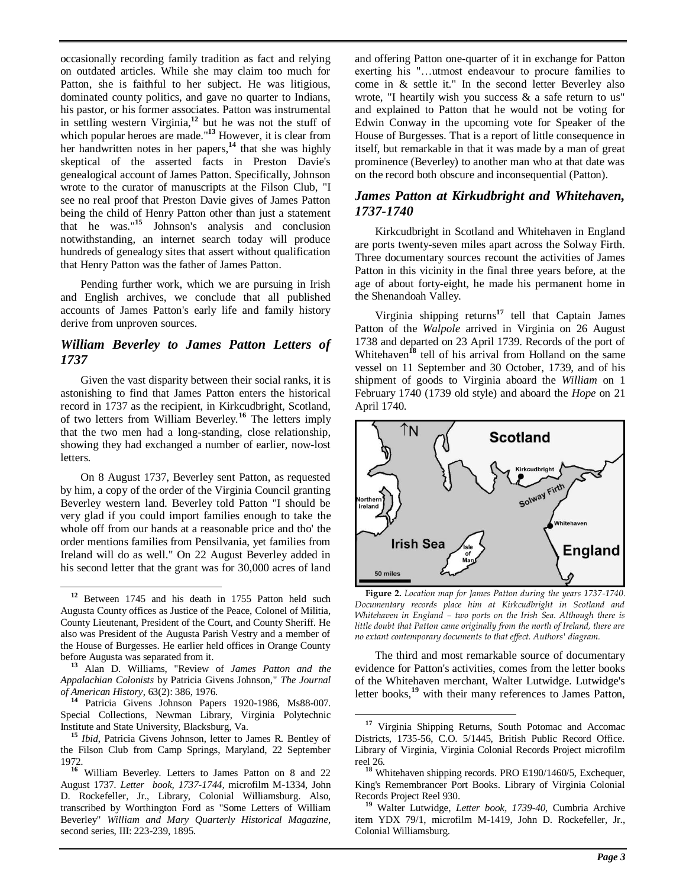occasionally recording family tradition as fact and relying on outdated articles. While she may claim too much for Patton, she is faithful to her subject. He was litigious, dominated county politics, and gave no quarter to Indians, his pastor, or his former associates. Patton was instrumental in settling western Virginia,[12] but he was not the stuff of which popular heroes are made."[13] However, it is clear from her handwritten notes in her papers,[14] that she was highly skeptical of the asserted facts in Preston Davie's genealogical account of James Patton. Specifically, Johnson wrote to the curator of manuscripts at the Filson Club, "I see no real proof that Preston Davie gives of James Patton being the child of Henry Patton other than just a statement that he was."[15] Johnson's analysis and conclusion notwithstanding, an internet search today will produce hundreds of genealogy sites that assert without qualification that Henry Patton was the father of James Patton.

Pending further work, which we are pursuing in Irish and English archives, we conclude that all published accounts of James Patton's early life and family history derive from unproven sources.

## *William Beverley to James Patton Letters of 1737*

Given the vast disparity between their social ranks, it is astonishing to find that James Patton enters the historical record in 1737 as the recipient, in Kirkcudbright, Scotland, of two letters from William Beverley.[16] The letters imply that the two men had a long-standing, close relationship, showing they had exchanged a number of earlier, now-lost letters.

On 8 August 1737, Beverley sent Patton, as requested by him, a copy of the order of the Virginia Council granting Beverley western land. Beverley told Patton "I should be very glad if you could import families enough to take the whole off from our hands at a reasonable price and tho' the order mentions families from Pensilvania, yet families from Ireland will do as well." On 22 August Beverley added in his second letter that the grant was for 30,000 acres of land and offering Patton one-quarter of it in exchange for Patton exerting his "…utmost endeavour to procure families to come in & settle it." In the second letter Beverley also wrote, "I heartily wish you success & a safe return to us" and explained to Patton that he would not be voting for Edwin Conway in the upcoming vote for Speaker of the House of Burgesses. That is a report of little consequence in itself, but remarkable in that it was made by a man of great prominence (Beverley) to another man who at that date was on the record both obscure and inconsequential (Patton).

## *James Patton at Kirkudbright and Whitehaven, 1737-1740*

Kirkcudbright in Scotland and Whitehaven in England are ports twenty-seven miles apart across the Solway Firth. Three documentary sources recount the activities of James Patton in this vicinity in the final three years before, at the age of about forty-eight, he made his permanent home in the Shenandoah Valley.

Virginia shipping returns[17] tell that Captain James Patton of the *Walpole* arrived in Virginia on 26 August 1738 and departed on 23 April 1739. Records of the port of Whitehaven[18] tell of his arrival from Holland on the same vessel on 11 September and 30 October, 1739, and of his shipment of goods to Virginia aboard the *William* on 1 February 1740 (1739 old style) and aboard the *Hope* on 21 April 1740.

**Figure 2.** *Location map for James Patton during the years 1737-1740. Documentary records place him at Kirkcudbright in Scotland and Whitehaven in England – two ports on the Irish Sea. Although there is little doubt that Patton came originally from the north of Ireland, there are no extant contemporary documents to that effect. Authors' diagram.*

The third and most remarkable source of documentary evidence for Patton's activities, comes from the letter books of the Whitehaven merchant, Walter Lutwidge. Lutwidge's letter books,[19] with their many references to James Patton,

---

[12] Between 1745 and his death in 1755 Patton held such Augusta County offices as Justice of the Peace, Colonel of Militia, County Lieutenant, President of the Court, and County Sheriff. He also was President of the Augusta Parish Vestry and a member of the House of Burgesses. He earlier held offices in Orange County before Augusta was separated from it.

[13] Alan D. Williams, "Review of *James Patton and the Appalachian Colonists* by Patricia Givens Johnson," *The Journal of American History*, 63(2): 386, 1976.

[14] Patricia Givens Johnson Papers 1920-1986, Ms88-007. Special Collections, Newman Library, Virginia Polytechnic Institute and State University, Blacksburg, Va.

[15] *Ibid*, Patricia Givens Johnson, letter to James R. Bentley of the Filson Club from Camp Springs, Maryland, 22 September 1972.

[16] William Beverley. Letters to James Patton on 8 and 22 August 1737. *Letter book, 1737-1744*, microfilm M-1334, John D. Rockefeller, Jr., Library, Colonial Williamsburg. Also, transcribed by Worthington Ford as "Some Letters of William Beverley" *William and Mary Quarterly Historical Magazine*, second series, III: 223-239, 1895.

[17] Virginia Shipping Returns, South Potomac and Accomac Districts, 1735-56, C.O. 5/1445, British Public Record Office. Library of Virginia, Virginia Colonial Records Project microfilm reel 26.

[18] Whitehaven shipping records. PRO E190/1460/5, Exchequer, King's Remembrancer Port Books. Library of Virginia Colonial Records Project Reel 930.

[19] Walter Lutwidge, *Letter book, 1739-40*, Cumbria Archive item YDX 79/1, microfilm M-1419, John D. Rockefeller, Jr., Colonial Williamsburg.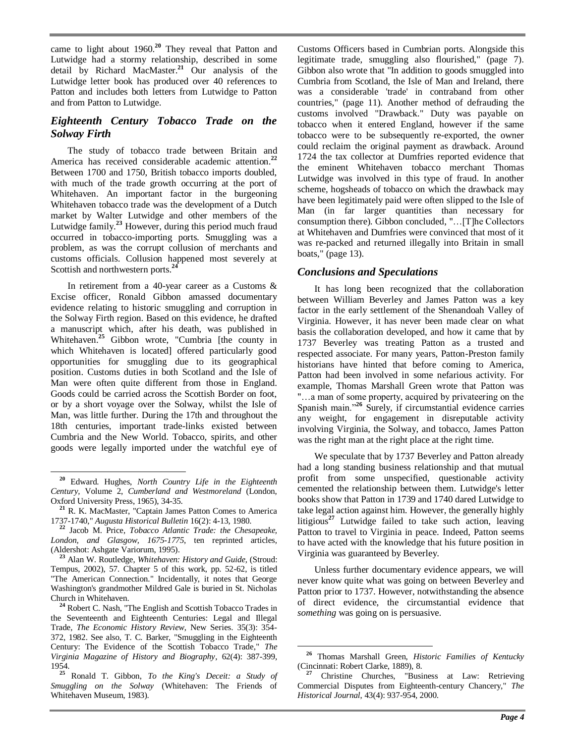came to light about 1960.[20] They reveal that Patton and Lutwidge had a stormy relationship, described in some detail by Richard MacMaster.[21] Our analysis of the Lutwidge letter book has produced over 40 references to Patton and includes both letters from Lutwidge to Patton and from Patton to Lutwidge.

## *Eighteenth Century Tobacco Trade on the Solway Firth*

The study of tobacco trade between Britain and America has received considerable academic attention.[22] Between 1700 and 1750, British tobacco imports doubled, with much of the trade growth occurring at the port of Whitehaven. An important factor in the burgeoning Whitehaven tobacco trade was the development of a Dutch market by Walter Lutwidge and other members of the Lutwidge family.[23] However, during this period much fraud occurred in tobacco-importing ports. Smuggling was a problem, as was the corrupt collusion of merchants and customs officials. Collusion happened most severely at Scottish and northwestern ports.[24]

In retirement from a 40-year career as a Customs & Excise officer, Ronald Gibbon amassed documentary evidence relating to historic smuggling and corruption in the Solway Firth region. Based on this evidence, he drafted a manuscript which, after his death, was published in Whitehaven.[25] Gibbon wrote, "Cumbria [the county in which Whitehaven is located] offered particularly good opportunities for smuggling due to its geographical position. Customs duties in both Scotland and the Isle of Man were often quite different from those in England. Goods could be carried across the Scottish Border on foot, or by a short voyage over the Solway, whilst the Isle of Man, was little further. During the 17th and throughout the 18th centuries, important trade-links existed between Cumbria and the New World. Tobacco, spirits, and other goods were legally imported under the watchful eye of Customs Officers based in Cumbrian ports. Alongside this legitimate trade, smuggling also flourished," (page 7). Gibbon also wrote that "In addition to goods smuggled into Cumbria from Scotland, the Isle of Man and Ireland, there was a considerable 'trade' in contraband from other countries," (page 11). Another method of defrauding the customs involved "Drawback." Duty was payable on tobacco when it entered England, however if the same tobacco were to be subsequently re-exported, the owner could reclaim the original payment as drawback. Around 1724 the tax collector at Dumfries reported evidence that the eminent Whitehaven tobacco merchant Thomas Lutwidge was involved in this type of fraud. In another scheme, hogsheads of tobacco on which the drawback may have been legitimately paid were often slipped to the Isle of Man (in far larger quantities than necessary for consumption there). Gibbon concluded, "…[T]he Collectors at Whitehaven and Dumfries were convinced that most of it was re-packed and returned illegally into Britain in small boats," (page 13).

## *Conclusions and Speculations*

It has long been recognized that the collaboration between William Beverley and James Patton was a key factor in the early settlement of the Shenandoah Valley of Virginia. However, it has never been made clear on what basis the collaboration developed, and how it came that by 1737 Beverley was treating Patton as a trusted and respected associate. For many years, Patton-Preston family historians have hinted that before coming to America, Patton had been involved in some nefarious activity. For example, Thomas Marshall Green wrote that Patton was "…a man of some property, acquired by privateering on the Spanish main."[26] Surely, if circumstantial evidence carries any weight, for engagement in disreputable activity involving Virginia, the Solway, and tobacco, James Patton was the right man at the right place at the right time.

We speculate that by 1737 Beverley and Patton already had a long standing business relationship and that mutual profit from some unspecified, questionable activity cemented the relationship between them. Lutwidge's letter books show that Patton in 1739 and 1740 dared Lutwidge to take legal action against him. However, the generally highly litigious[27] Lutwidge failed to take such action, leaving Patton to travel to Virginia in peace. Indeed, Patton seems to have acted with the knowledge that his future position in Virginia was guaranteed by Beverley.

Unless further documentary evidence appears, we will never know quite what was going on between Beverley and Patton prior to 1737. However, notwithstanding the absence of direct evidence, the circumstantial evidence that *something* was going on is persuasive.

---

[20] Edward. Hughes, *North Country Life in the Eighteenth Century,* Volume 2, *Cumberland and Westmoreland* (London, Oxford University Press, 1965), 34-35.

[21] R. K. MacMaster, "Captain James Patton Comes to America 1737-1740," *Augusta Historical Bulletin* 16(2): 4-13, 1980.

[22] Jacob M. Price, *Tobacco Atlantic Trade: the Chesapeake, London, and Glasgow, 1675-1775*, ten reprinted articles, (Aldershot: Ashgate Variorum, 1995).

[23] Alan W. Routledge, *Whitehaven: History and Guide,* (Stroud: Tempus, 2002), 57. Chapter 5 of this work, pp. 52-62, is titled "The American Connection." Incidentally, it notes that George Washington's grandmother Mildred Gale is buried in St. Nicholas Church in Whitehaven.

[24] Robert C. Nash, "The English and Scottish Tobacco Trades in the Seventeenth and Eighteenth Centuries: Legal and Illegal Trade, *The Economic History Review,* New Series. 35(3): 354-372, 1982. See also, T. C. Barker, "Smuggling in the Eighteenth Century: The Evidence of the Scottish Tobacco Trade," *The Virginia Magazine of History and Biography*, 62(4): 387-399, 1954.

[25] Ronald T. Gibbon, *To the King's Deceit: a Study of Smuggling on the Solway* (Whitehaven: The Friends of Whitehaven Museum, 1983).

[26] Thomas Marshall Green, *Historic Families of Kentucky* (Cincinnati: Robert Clarke, 1889), 8.

[27] Christine Churches, "Business at Law: Retrieving Commercial Disputes from Eighteenth-century Chancery," *The Historical Journal,* 43(4): 937-954, 2000.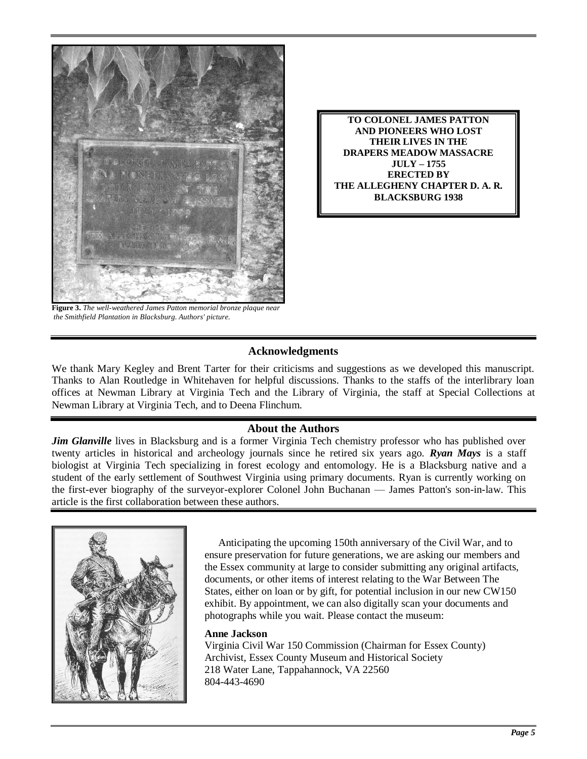**TO COLONEL JAMES PATTON
AND PIONEERS WHO LOST
THEIR LIVES IN THE
DRAPERS MEADOW MASSACRE
JULY – 1755
ERECTED BY
THE ALLEGHENY CHAPTER D. A. R.
BLACKSBURG 1938**

**Figure 3.** *The well-weathered James Patton memorial bronze plaque near the Smithfield Plantation in Blacksburg. Authors' picture.*

## Acknowledgments

We thank Mary Kegley and Brent Tarter for their criticisms and suggestions as we developed this manuscript. Thanks to Alan Routledge in Whitehaven for helpful discussions. Thanks to the staffs of the interlibrary loan offices at Newman Library at Virginia Tech and the Library of Virginia, the staff at Special Collections at Newman Library at Virginia Tech, and to Deena Flinchum.

## About the Authors

***Jim Glanville*** lives in Blacksburg and is a former Virginia Tech chemistry professor who has published over twenty articles in historical and archeology journals since he retired six years ago. ***Ryan Mays*** is a staff biologist at Virginia Tech specializing in forest ecology and entomology. He is a Blacksburg native and a student of the early settlement of Southwest Virginia using primary documents. Ryan is currently working on the first-ever biography of the surveyor-explorer Colonel John Buchanan — James Patton's son-in-law. This article is the first collaboration between these authors.

Anticipating the upcoming 150th anniversary of the Civil War, and to ensure preservation for future generations, we are asking our members and the Essex community at large to consider submitting any original artifacts, documents, or other items of interest relating to the War Between The States, either on loan or by gift, for potential inclusion in our new CW150 exhibit. By appointment, we can also digitally scan your documents and photographs while you wait. Please contact the museum:

**Anne Jackson**
Virginia Civil War 150 Commission (Chairman for Essex County)
Archivist, Essex County Museum and Historical Society
218 Water Lane, Tappahannock, VA 22560
804-443-4690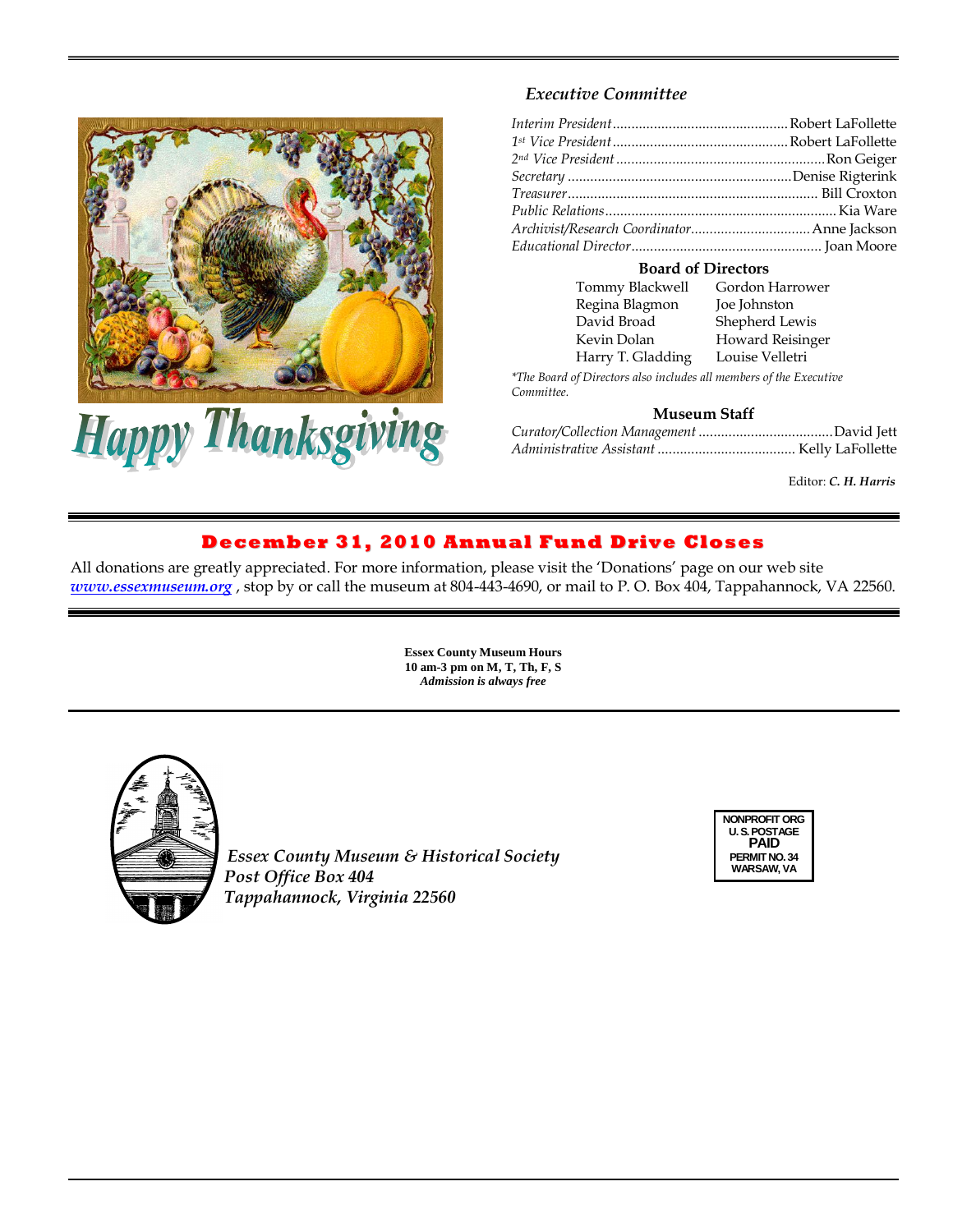Happy Thanksgiving

## *Executive Committee*

*Interim President* .............................................. Robert LaFollette
*1st Vice President* .............................................. Robert LaFollette
*2nd Vice President* ....................................................... Ron Geiger
*Secretary* ........................................................... Denise Rigterink
*Treasurer* .................................................................. Bill Croxton
*Public Relations* ............................................................. Kia Ware
*Archivist/Research Coordinator* ............................... Anne Jackson
*Educational Director* .................................................. Joan Moore

### Board of Directors

| | |
|---|---|
| Tommy Blackwell | Gordon Harrower |
| Regina Blagmon | Joe Johnston |
| David Broad | Shepherd Lewis |
| Kevin Dolan | Howard Reisinger |
| Harry T. Gladding | Louise Velletri |

*\*The Board of Directors also includes all members of the Executive Committee.*

### Museum Staff

*Curator/Collection Management* .................................... David Jett
*Administrative Assistant* ..................................... Kelly LaFollette

Editor: ***C. H. Harris***

## December 31, 2010 Annual Fund Drive Closes

All donations are greatly appreciated. For more information, please visit the 'Donations' page on our web site ***www.essexmuseum.org*** , stop by or call the museum at 804-443-4690, or mail to P. O. Box 404, Tappahannock, VA 22560.

**Essex County Museum Hours**
**10 am-3 pm on M, T, Th, F, S**
***Admission is always free***

*Essex County Museum & Historical Society*
*Post Office Box 404*
*Tappahannock, Virginia 22560*

NONPROFIT ORG
U. S. POSTAGE
PAID
PERMIT NO. 34
WARSAW, VA